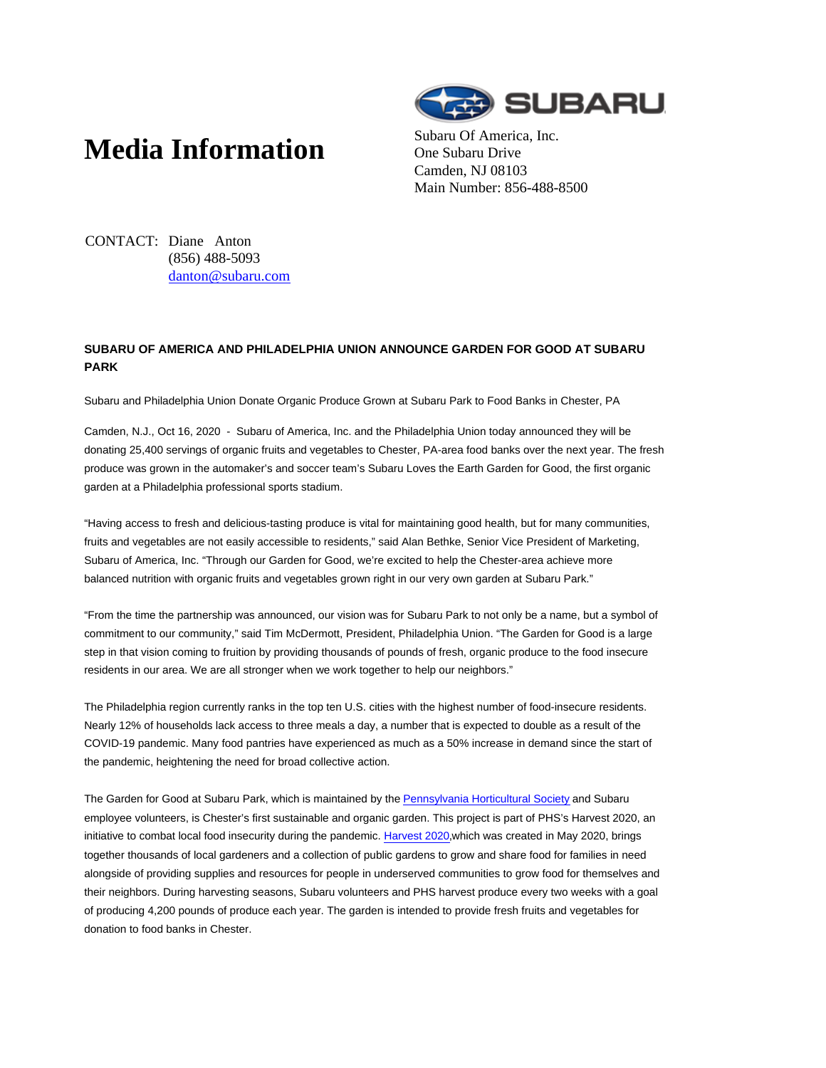# Media Information

Subaru Of America, Inc.
One Subaru Drive
Camden, NJ 08103
Main Number: 856-488-8500

CONTACT: Diane Anton
(856) 488-5093
danton@subaru.com

**SUBARU OF AMERICA AND PHILADELPHIA UNION ANNOUNCE GARDEN FOR GOOD AT SUBARU PARK**

Subaru and Philadelphia Union Donate Organic Produce Grown at Subaru Park to Food Banks in Chester, PA

Camden, N.J., Oct 16, 2020 - Subaru of America, Inc. and the Philadelphia Union today announced they will be donating 25,400 servings of organic fruits and vegetables to Chester, PA-area food banks over the next year. The fresh produce was grown in the automaker's and soccer team's Subaru Loves the Earth Garden for Good, the first organic garden at a Philadelphia professional sports stadium.

"Having access to fresh and delicious-tasting produce is vital for maintaining good health, but for many communities, fruits and vegetables are not easily accessible to residents," said Alan Bethke, Senior Vice President of Marketing, Subaru of America, Inc. "Through our Garden for Good, we're excited to help the Chester-area achieve more balanced nutrition with organic fruits and vegetables grown right in our very own garden at Subaru Park."

"From the time the partnership was announced, our vision was for Subaru Park to not only be a name, but a symbol of commitment to our community," said Tim McDermott, President, Philadelphia Union. "The Garden for Good is a large step in that vision coming to fruition by providing thousands of pounds of fresh, organic produce to the food insecure residents in our area. We are all stronger when we work together to help our neighbors."

The Philadelphia region currently ranks in the top ten U.S. cities with the highest number of food-insecure residents. Nearly 12% of households lack access to three meals a day, a number that is expected to double as a result of the COVID-19 pandemic. Many food pantries have experienced as much as a 50% increase in demand since the start of the pandemic, heightening the need for broad collective action.

The Garden for Good at Subaru Park, which is maintained by the Pennsylvania Horticultural Society and Subaru employee volunteers, is Chester's first sustainable and organic garden. This project is part of PHS's Harvest 2020, an initiative to combat local food insecurity during the pandemic. Harvest 2020,which was created in May 2020, brings together thousands of local gardeners and a collection of public gardens to grow and share food for families in need alongside of providing supplies and resources for people in underserved communities to grow food for themselves and their neighbors. During harvesting seasons, Subaru volunteers and PHS harvest produce every two weeks with a goal of producing 4,200 pounds of produce each year. The garden is intended to provide fresh fruits and vegetables for donation to food banks in Chester.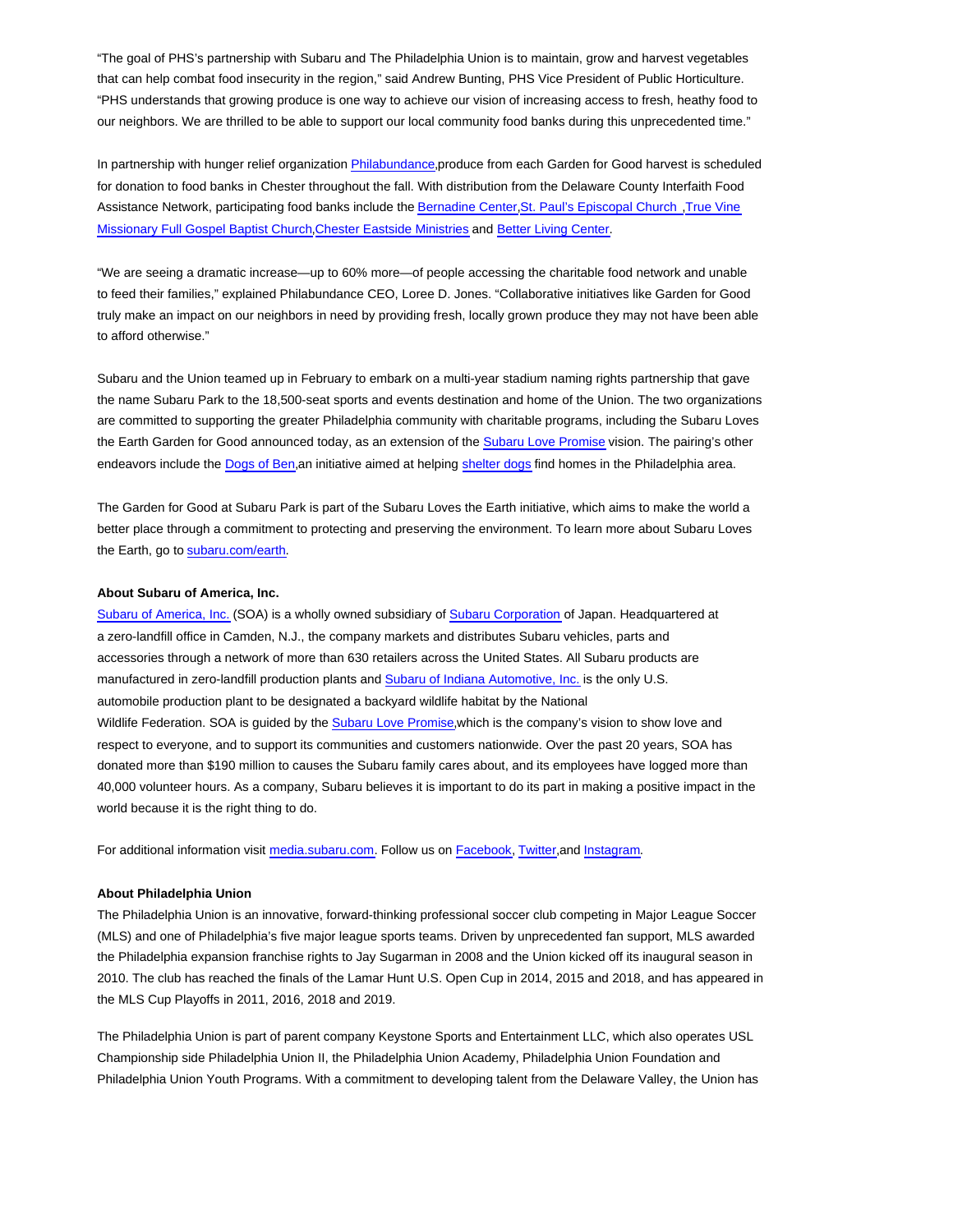"The goal of PHS's partnership with Subaru and The Philadelphia Union is to maintain, grow and harvest vegetables that can help combat food insecurity in the region," said Andrew Bunting, PHS Vice President of Public Horticulture. "PHS understands that growing produce is one way to achieve our vision of increasing access to fresh, heathy food to our neighbors. We are thrilled to be able to support our local community food banks during this unprecedented time."

In partnership with hunger relief organization Philabundance,produce from each Garden for Good harvest is scheduled for donation to food banks in Chester throughout the fall. With distribution from the Delaware County Interfaith Food Assistance Network, participating food banks include the Bernadine Center,St. Paul's Episcopal Church ,True Vine Missionary Full Gospel Baptist Church,Chester Eastside Ministries and Better Living Center.

"We are seeing a dramatic increase—up to 60% more—of people accessing the charitable food network and unable to feed their families," explained Philabundance CEO, Loree D. Jones. "Collaborative initiatives like Garden for Good truly make an impact on our neighbors in need by providing fresh, locally grown produce they may not have been able to afford otherwise."

Subaru and the Union teamed up in February to embark on a multi-year stadium naming rights partnership that gave the name Subaru Park to the 18,500-seat sports and events destination and home of the Union. The two organizations are committed to supporting the greater Philadelphia community with charitable programs, including the Subaru Loves the Earth Garden for Good announced today, as an extension of the Subaru Love Promise vision. The pairing's other endeavors include the Dogs of Ben,an initiative aimed at helping shelter dogs find homes in the Philadelphia area.

The Garden for Good at Subaru Park is part of the Subaru Loves the Earth initiative, which aims to make the world a better place through a commitment to protecting and preserving the environment. To learn more about Subaru Loves the Earth, go to subaru.com/earth.

**About Subaru of America, Inc.**

Subaru of America, Inc. (SOA) is a wholly owned subsidiary of Subaru Corporation of Japan. Headquartered at a zero-landfill office in Camden, N.J., the company markets and distributes Subaru vehicles, parts and accessories through a network of more than 630 retailers across the United States. All Subaru products are manufactured in zero-landfill production plants and Subaru of Indiana Automotive, Inc. is the only U.S. automobile production plant to be designated a backyard wildlife habitat by the National Wildlife Federation. SOA is guided by the Subaru Love Promise,which is the company's vision to show love and respect to everyone, and to support its communities and customers nationwide. Over the past 20 years, SOA has donated more than $190 million to causes the Subaru family cares about, and its employees have logged more than 40,000 volunteer hours. As a company, Subaru believes it is important to do its part in making a positive impact in the world because it is the right thing to do.

For additional information visit media.subaru.com. Follow us on Facebook, Twitter,and Instagram.

**About Philadelphia Union**

The Philadelphia Union is an innovative, forward-thinking professional soccer club competing in Major League Soccer (MLS) and one of Philadelphia's five major league sports teams. Driven by unprecedented fan support, MLS awarded the Philadelphia expansion franchise rights to Jay Sugarman in 2008 and the Union kicked off its inaugural season in 2010. The club has reached the finals of the Lamar Hunt U.S. Open Cup in 2014, 2015 and 2018, and has appeared in the MLS Cup Playoffs in 2011, 2016, 2018 and 2019.

The Philadelphia Union is part of parent company Keystone Sports and Entertainment LLC, which also operates USL Championship side Philadelphia Union II, the Philadelphia Union Academy, Philadelphia Union Foundation and Philadelphia Union Youth Programs. With a commitment to developing talent from the Delaware Valley, the Union has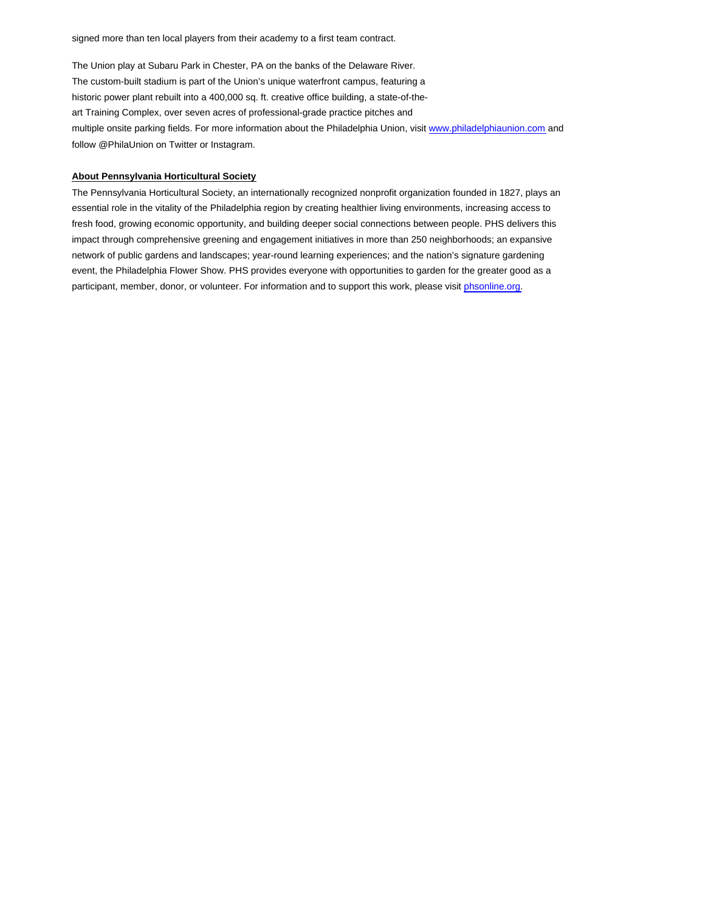signed more than ten local players from their academy to a first team contract.

The Union play at Subaru Park in Chester, PA on the banks of the Delaware River. The custom-built stadium is part of the Union's unique waterfront campus, featuring a historic power plant rebuilt into a 400,000 sq. ft. creative office building, a state-of-the-art Training Complex, over seven acres of professional-grade practice pitches and multiple onsite parking fields. For more information about the Philadelphia Union, visit [www.philadelphiaunion.com](http://www.philadelphiaunion.com) and follow @PhilaUnion on Twitter or Instagram.

**About Pennsylvania Horticultural Society**

The Pennsylvania Horticultural Society, an internationally recognized nonprofit organization founded in 1827, plays an essential role in the vitality of the Philadelphia region by creating healthier living environments, increasing access to fresh food, growing economic opportunity, and building deeper social connections between people. PHS delivers this impact through comprehensive greening and engagement initiatives in more than 250 neighborhoods; an expansive network of public gardens and landscapes; year-round learning experiences; and the nation's signature gardening event, the Philadelphia Flower Show. PHS provides everyone with opportunities to garden for the greater good as a participant, member, donor, or volunteer. For information and to support this work, please visit [phsonline.org](http://phsonline.org).